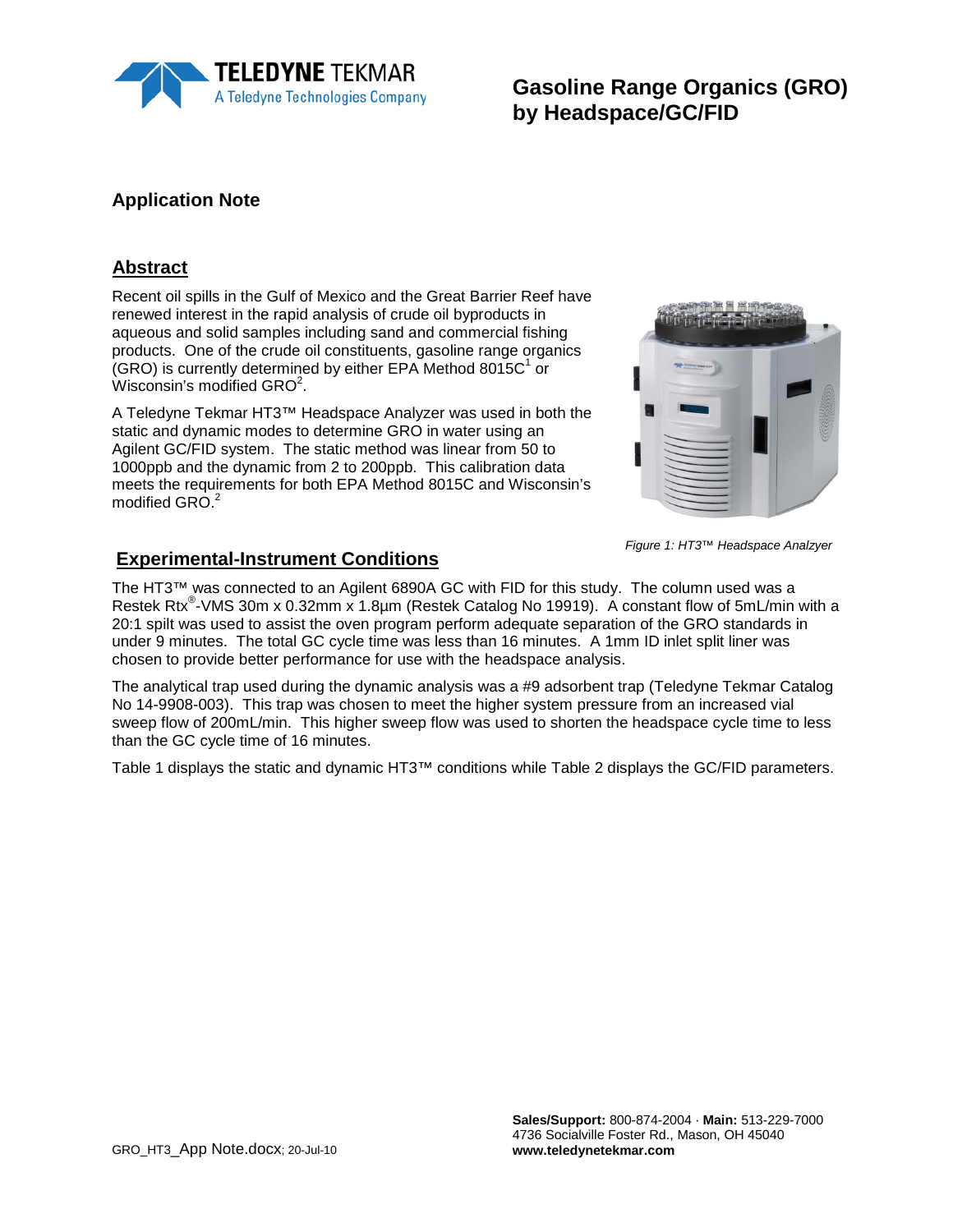# Gasoline Range Organics (GRO) by Headspace/GC/FID

## Application Note

## Abstract

Recent oil spills in the Gulf of Mexico and the Great Barrier Reef have renewed interest in the rapid analysis of crude oil byproducts in aqueous and solid samples including sand and commercial fishing products. One of the crude oil constituents, gasoline range organics (GRO) is currently determined by either EPA Method 8015C[1] or Wisconsin's modified GRO[2].

A Teledyne Tekmar HT3™ Headspace Analyzer was used in both the static and dynamic modes to determine GRO in water using an Agilent GC/FID system. The static method was linear from 50 to 1000ppb and the dynamic from 2 to 200ppb. This calibration data meets the requirements for both EPA Method 8015C and Wisconsin's modified GRO.[2]

*Figure 1: HT3™ Headspace Analzyer*

## Experimental-Instrument Conditions

The HT3™ was connected to an Agilent 6890A GC with FID for this study. The column used was a Restek Rtx®-VMS 30m x 0.32mm x 1.8µm (Restek Catalog No 19919). A constant flow of 5mL/min with a 20:1 spilt was used to assist the oven program perform adequate separation of the GRO standards in under 9 minutes. The total GC cycle time was less than 16 minutes. A 1mm ID inlet split liner was chosen to provide better performance for use with the headspace analysis.

The analytical trap used during the dynamic analysis was a #9 adsorbent trap (Teledyne Tekmar Catalog No 14-9908-003). This trap was chosen to meet the higher system pressure from an increased vial sweep flow of 200mL/min. This higher sweep flow was used to shorten the headspace cycle time to less than the GC cycle time of 16 minutes.

Table 1 displays the static and dynamic HT3™ conditions while Table 2 displays the GC/FID parameters.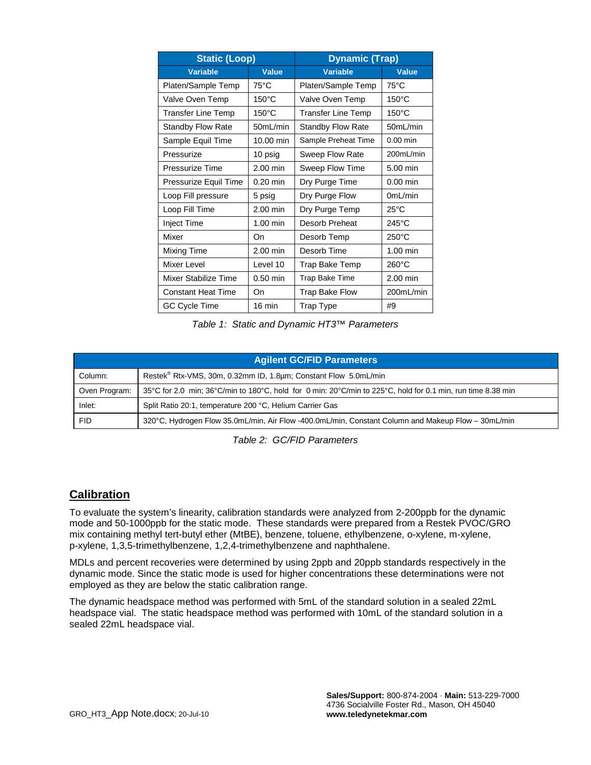| Static (Loop) | | Dynamic (Trap) | |
|---|---|---|---|
| **Variable** | **Value** | **Variable** | **Value** |
| Platen/Sample Temp | 75°C | Platen/Sample Temp | 75°C |
| Valve Oven Temp | 150°C | Valve Oven Temp | 150°C |
| Transfer Line Temp | 150°C | Transfer Line Temp | 150°C |
| Standby Flow Rate | 50mL/min | Standby Flow Rate | 50mL/min |
| Sample Equil Time | 10.00 min | Sample Preheat Time | 0.00 min |
| Pressurize | 10 psig | Sweep Flow Rate | 200mL/min |
| Pressurize Time | 2.00 min | Sweep Flow Time | 5.00 min |
| Pressurize Equil Time | 0.20 min | Dry Purge Time | 0.00 min |
| Loop Fill pressure | 5 psig | Dry Purge Flow | 0mL/min |
| Loop Fill Time | 2.00 min | Dry Purge Temp | 25°C |
| Inject Time | 1.00 min | Desorb Preheat | 245°C |
| Mixer | On | Desorb Temp | 250°C |
| Mixing Time | 2.00 min | Desorb Time | 1.00 min |
| Mixer Level | Level 10 | Trap Bake Temp | 260°C |
| Mixer Stabilize Time | 0.50 min | Trap Bake Time | 2.00 min |
| Constant Heat Time | On | Trap Bake Flow | 200mL/min |
| GC Cycle Time | 16 min | Trap Type | #9 |

*Table 1: Static and Dynamic HT3™ Parameters*

| Agilent GC/FID Parameters | |
|---|---|
| Column: | Restek® Rtx-VMS, 30m, 0.32mm ID, 1.8µm; Constant Flow 5.0mL/min |
| Oven Program: | 35°C for 2.0 min; 36°C/min to 180°C, hold for 0 min: 20°C/min to 225°C, hold for 0.1 min, run time 8.38 min |
| Inlet: | Split Ratio 20:1, temperature 200 °C, Helium Carrier Gas |
| FID | 320°C, Hydrogen Flow 35.0mL/min, Air Flow -400.0mL/min, Constant Column and Makeup Flow – 30mL/min |

*Table 2: GC/FID Parameters*

## Calibration

To evaluate the system's linearity, calibration standards were analyzed from 2-200ppb for the dynamic mode and 50-1000ppb for the static mode. These standards were prepared from a Restek PVOC/GRO mix containing methyl tert-butyl ether (MtBE), benzene, toluene, ethylbenzene, o-xylene, m-xylene, p-xylene, 1,3,5-trimethylbenzene, 1,2,4-trimethylbenzene and naphthalene.

MDLs and percent recoveries were determined by using 2ppb and 20ppb standards respectively in the dynamic mode. Since the static mode is used for higher concentrations these determinations were not employed as they are below the static calibration range.

The dynamic headspace method was performed with 5mL of the standard solution in a sealed 22mL headspace vial. The static headspace method was performed with 10mL of the standard solution in a sealed 22mL headspace vial.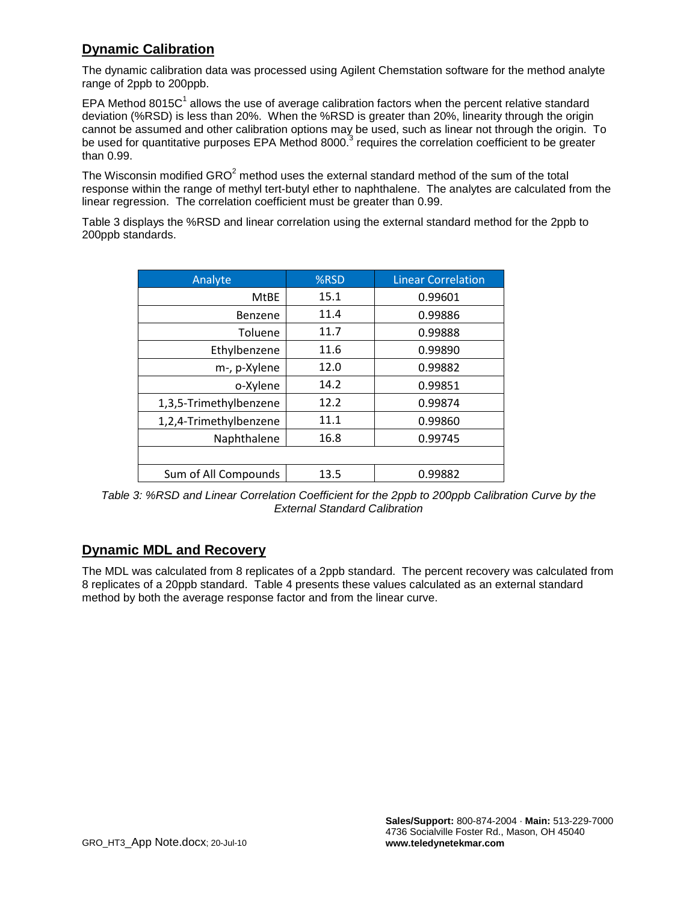## Dynamic Calibration

The dynamic calibration data was processed using Agilent Chemstation software for the method analyte range of 2ppb to 200ppb.

EPA Method 8015C[1] allows the use of average calibration factors when the percent relative standard deviation (%RSD) is less than 20%. When the %RSD is greater than 20%, linearity through the origin cannot be assumed and other calibration options may be used, such as linear not through the origin. To be used for quantitative purposes EPA Method 8000.[3] requires the correlation coefficient to be greater than 0.99.

The Wisconsin modified GRO[2] method uses the external standard method of the sum of the total response within the range of methyl tert-butyl ether to naphthalene. The analytes are calculated from the linear regression. The correlation coefficient must be greater than 0.99.

Table 3 displays the %RSD and linear correlation using the external standard method for the 2ppb to 200ppb standards.

| Analyte | %RSD | Linear Correlation |
|---|---|---|
| MtBE | 15.1 | 0.99601 |
| Benzene | 11.4 | 0.99886 |
| Toluene | 11.7 | 0.99888 |
| Ethylbenzene | 11.6 | 0.99890 |
| m-, p-Xylene | 12.0 | 0.99882 |
| o-Xylene | 14.2 | 0.99851 |
| 1,3,5-Trimethylbenzene | 12.2 | 0.99874 |
| 1,2,4-Trimethylbenzene | 11.1 | 0.99860 |
| Naphthalene | 16.8 | 0.99745 |
| | | |
| Sum of All Compounds | 13.5 | 0.99882 |

*Table 3: %RSD and Linear Correlation Coefficient for the 2ppb to 200ppb Calibration Curve by the External Standard Calibration*

## Dynamic MDL and Recovery

The MDL was calculated from 8 replicates of a 2ppb standard. The percent recovery was calculated from 8 replicates of a 20ppb standard. Table 4 presents these values calculated as an external standard method by both the average response factor and from the linear curve.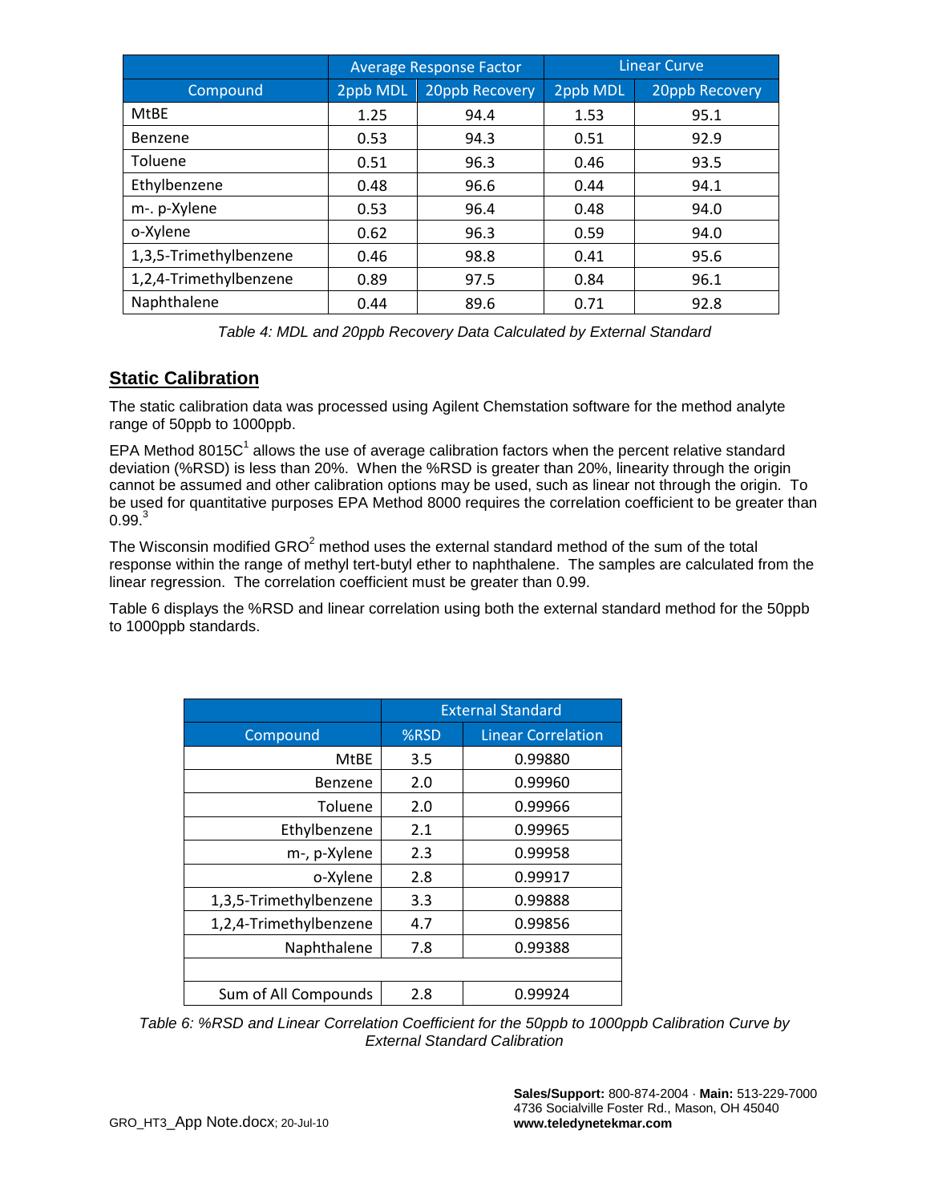| | Average Response Factor | | Linear Curve | |
|---|---|---|---|---|
| Compound | 2ppb MDL | 20ppb Recovery | 2ppb MDL | 20ppb Recovery |
| MtBE | 1.25 | 94.4 | 1.53 | 95.1 |
| Benzene | 0.53 | 94.3 | 0.51 | 92.9 |
| Toluene | 0.51 | 96.3 | 0.46 | 93.5 |
| Ethylbenzene | 0.48 | 96.6 | 0.44 | 94.1 |
| m-. p-Xylene | 0.53 | 96.4 | 0.48 | 94.0 |
| o-Xylene | 0.62 | 96.3 | 0.59 | 94.0 |
| 1,3,5-Trimethylbenzene | 0.46 | 98.8 | 0.41 | 95.6 |
| 1,2,4-Trimethylbenzene | 0.89 | 97.5 | 0.84 | 96.1 |
| Naphthalene | 0.44 | 89.6 | 0.71 | 92.8 |

*Table 4: MDL and 20ppb Recovery Data Calculated by External Standard*

## Static Calibration

The static calibration data was processed using Agilent Chemstation software for the method analyte range of 50ppb to 1000ppb.

EPA Method 8015C[1] allows the use of average calibration factors when the percent relative standard deviation (%RSD) is less than 20%. When the %RSD is greater than 20%, linearity through the origin cannot be assumed and other calibration options may be used, such as linear not through the origin. To be used for quantitative purposes EPA Method 8000 requires the correlation coefficient to be greater than 0.99.[3]

The Wisconsin modified GRO[2] method uses the external standard method of the sum of the total response within the range of methyl tert-butyl ether to naphthalene. The samples are calculated from the linear regression. The correlation coefficient must be greater than 0.99.

Table 6 displays the %RSD and linear correlation using both the external standard method for the 50ppb to 1000ppb standards.

| | External Standard | |
|---|---|---|
| Compound | %RSD | Linear Correlation |
| MtBE | 3.5 | 0.99880 |
| Benzene | 2.0 | 0.99960 |
| Toluene | 2.0 | 0.99966 |
| Ethylbenzene | 2.1 | 0.99965 |
| m-, p-Xylene | 2.3 | 0.99958 |
| o-Xylene | 2.8 | 0.99917 |
| 1,3,5-Trimethylbenzene | 3.3 | 0.99888 |
| 1,2,4-Trimethylbenzene | 4.7 | 0.99856 |
| Naphthalene | 7.8 | 0.99388 |
| | | |
| Sum of All Compounds | 2.8 | 0.99924 |

*Table 6: %RSD and Linear Correlation Coefficient for the 50ppb to 1000ppb Calibration Curve by External Standard Calibration*

GRO_HT3_App Note.docx; 20-Jul-10

**Sales/Support:** 800-874-2004 · **Main:** 513-229-7000
4736 Socialville Foster Rd., Mason, OH 45040
**www.teledynetekmar.com**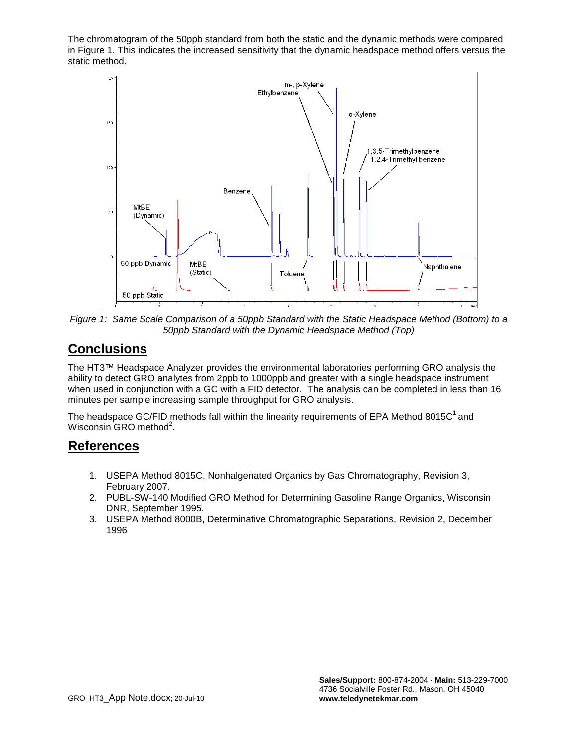The chromatogram of the 50ppb standard from both the static and the dynamic methods were compared in Figure 1. This indicates the increased sensitivity that the dynamic headspace method offers versus the static method.

pA
150
100
50
0
MtBE (Dynamic)
Benzene
m-, p-Xylene
Ethylbenzene
o-Xylene
1,3,5-Trimethylbenzene
1,2,4-Trimethyl benzene
50 ppb Dynamic
MtBE (Static)
Toluene
Naphthalene
50 ppb Static
0 1 2 3 4 5 6 7 8 min

*Figure 1: Same Scale Comparison of a 50ppb Standard with the Static Headspace Method (Bottom) to a 50ppb Standard with the Dynamic Headspace Method (Top)*

## Conclusions

The HT3™ Headspace Analyzer provides the environmental laboratories performing GRO analysis the ability to detect GRO analytes from 2ppb to 1000ppb and greater with a single headspace instrument when used in conjunction with a GC with a FID detector. The analysis can be completed in less than 16 minutes per sample increasing sample throughput for GRO analysis.

The headspace GC/FID methods fall within the linearity requirements of EPA Method 8015C[1] and Wisconsin GRO method[2].

## References

1. USEPA Method 8015C, Nonhalgenated Organics by Gas Chromatography, Revision 3, February 2007.
2. PUBL-SW-140 Modified GRO Method for Determining Gasoline Range Organics, Wisconsin DNR, September 1995.
3. USEPA Method 8000B, Determinative Chromatographic Separations, Revision 2, December 1996